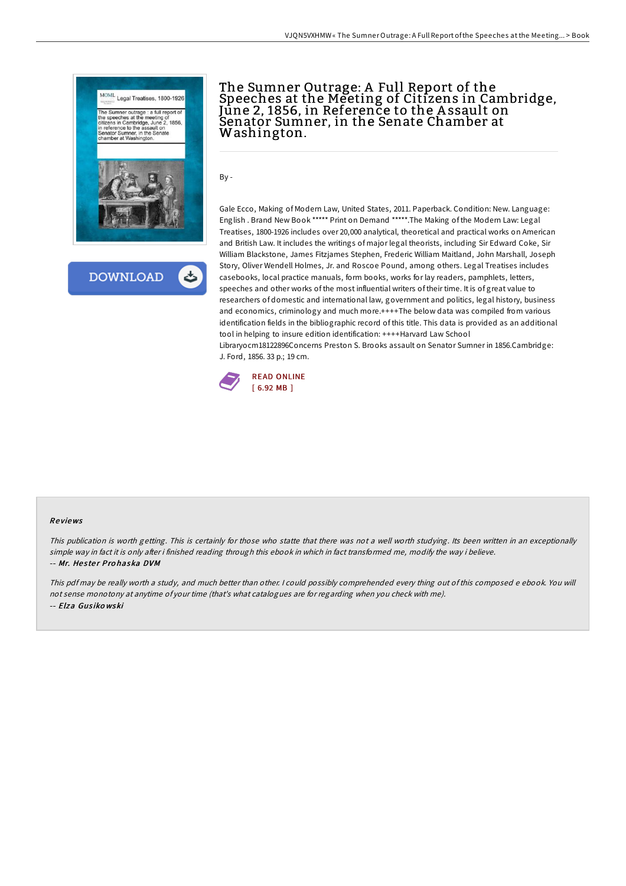# The Sumner Outrage: A Full Report of the Speeches at the Meeting of Citizens in Cambridge, June 2, 1856, in Reference to the Assault on Senator Sumner, in the Senate Chamber at Washington.

By -

Gale Ecco, Making of Modern Law, United States, 2011. Paperback. Condition: New. Language: English . Brand New Book ***** Print on Demand *****.The Making of the Modern Law: Legal Treatises, 1800-1926 includes over 20,000 analytical, theoretical and practical works on American and British Law. It includes the writings of major legal theorists, including Sir Edward Coke, Sir William Blackstone, James Fitzjames Stephen, Frederic William Maitland, John Marshall, Joseph Story, Oliver Wendell Holmes, Jr. and Roscoe Pound, among others. Legal Treatises includes casebooks, local practice manuals, form books, works for lay readers, pamphlets, letters, speeches and other works of the most influential writers of their time. It is of great value to researchers of domestic and international law, government and politics, legal history, business and economics, criminology and much more.++++The below data was compiled from various identification fields in the bibliographic record of this title. This data is provided as an additional tool in helping to insure edition identification: ++++Harvard Law School Libraryocm18122896Concerns Preston S. Brooks assault on Senator Sumner in 1856.Cambridge: J. Ford, 1856. 33 p.; 19 cm.

READ ONLINE
[ 6.92 MB ]

## Reviews

*This publication is worth getting. This is certainly for those who statte that there was not a well worth studying. Its been written in an exceptionally simple way in fact it is only after i finished reading through this ebook in which in fact transformed me, modify the way i believe.*
-- ***Mr. Hester Prohaska DVM***

*This pdf may be really worth a study, and much better than other. I could possibly comprehended every thing out of this composed e ebook. You will not sense monotony at anytime of your time (that's what catalogues are for regarding when you check with me).*
-- ***Elza Gusikowski***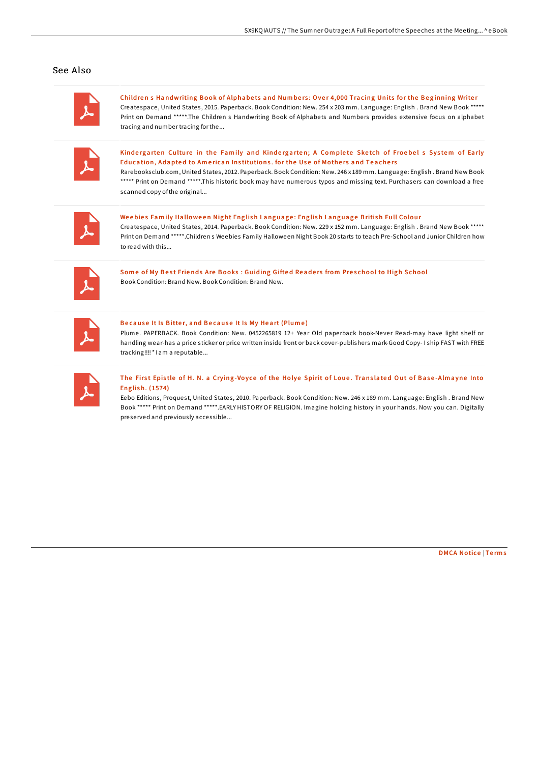## See Also

**Children s Handwriting Book of Alphabets and Numbers: Over 4,000 Tracing Units for the Beginning Writer**
Createspace, United States, 2015. Paperback. Book Condition: New. 254 x 203 mm. Language: English . Brand New Book ***** Print on Demand *****.The Children s Handwriting Book of Alphabets and Numbers provides extensive focus on alphabet tracing and number tracing for the...

**Kindergarten Culture in the Family and Kindergarten; A Complete Sketch of Froebel s System of Early Education, Adapted to American Institutions. for the Use of Mothers and Teachers**
Rarebooksclub.com, United States, 2012. Paperback. Book Condition: New. 246 x 189 mm. Language: English . Brand New Book ***** Print on Demand *****.This historic book may have numerous typos and missing text. Purchasers can download a free scanned copy of the original...

**Weebies Family Halloween Night English Language: English Language British Full Colour**
Createspace, United States, 2014. Paperback. Book Condition: New. 229 x 152 mm. Language: English . Brand New Book ***** Print on Demand *****.Children s Weebies Family Halloween Night Book 20 starts to teach Pre-School and Junior Children how to read with this...

**Some of My Best Friends Are Books : Guiding Gifted Readers from Preschool to High School**
Book Condition: Brand New. Book Condition: Brand New.

**Because It Is Bitter, and Because It Is My Heart (Plume)**
Plume. PAPERBACK. Book Condition: New. 0452265819 12+ Year Old paperback book-Never Read-may have light shelf or handling wear-has a price sticker or price written inside front or back cover-publishers mark-Good Copy- I ship FAST with FREE tracking!!!! * I am a reputable...

**The First Epistle of H. N. a Crying-Voyce of the Holye Spirit of Loue. Translated Out of Base-Almayne Into English. (1574)**
Eebo Editions, Proquest, United States, 2010. Paperback. Book Condition: New. 246 x 189 mm. Language: English . Brand New Book ***** Print on Demand *****.EARLY HISTORY OF RELIGION. Imagine holding history in your hands. Now you can. Digitally preserved and previously accessible...